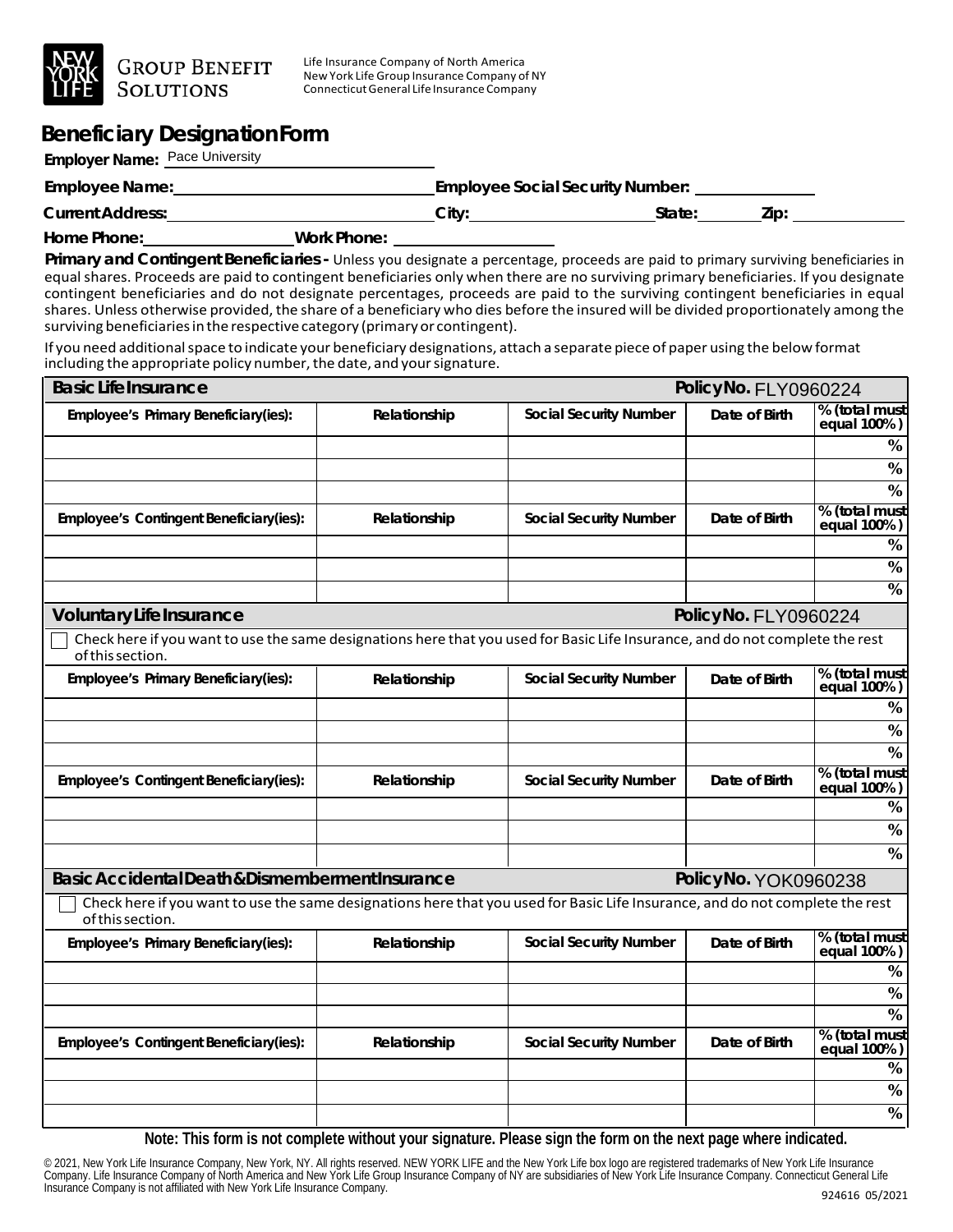NEW YORK LIFE GROUP BENEFIT SOLUTIONS

Life Insurance Company of North America
New York Life Group Insurance Company of NY
Connecticut General Life Insurance Company

# Beneficiary Designation Form

**Employer Name:** Pace University

**Employee Name:** ______________________ **Employee Social Security Number:** ______________

**Current Address:** ______________________ **City:** ______________ **State:** ______ **Zip:** ______

**Home Phone:** ______________ **Work Phone:** ______________

**Primary and Contingent Beneficiaries -** Unless you designate a percentage, proceeds are paid to primary surviving beneficiaries in equal shares. Proceeds are paid to contingent beneficiaries only when there are no surviving primary beneficiaries. If you designate contingent beneficiaries and do not designate percentages, proceeds are paid to the surviving contingent beneficiaries in equal shares. Unless otherwise provided, the share of a beneficiary who dies before the insured will be divided proportionately among the surviving beneficiaries in the respective category (primary or contingent).

If you need additional space to indicate your beneficiary designations, attach a separate piece of paper using the below format including the appropriate policy number, the date, and your signature.

## Basic Life Insurance — Policy No. FLY0960224

| Employee's Primary Beneficiary(ies): | Relationship | Social Security Number | Date of Birth | % (total must equal 100%) |
|---|---|---|---|---|
| | | | | % |
| | | | | % |
| | | | | % |

| Employee's Contingent Beneficiary(ies): | Relationship | Social Security Number | Date of Birth | % (total must equal 100%) |
|---|---|---|---|---|
| | | | | % |
| | | | | % |
| | | | | % |

## Voluntary Life Insurance — Policy No. FLY0960224

☐ Check here if you want to use the same designations here that you used for Basic Life Insurance, and do not complete the rest of this section.

| Employee's Primary Beneficiary(ies): | Relationship | Social Security Number | Date of Birth | % (total must equal 100%) |
|---|---|---|---|---|
| | | | | % |
| | | | | % |
| | | | | % |

| Employee's Contingent Beneficiary(ies): | Relationship | Social Security Number | Date of Birth | % (total must equal 100%) |
|---|---|---|---|---|
| | | | | % |
| | | | | % |
| | | | | % |

## Basic Accidental Death & Dismemberment Insurance — Policy No. YOK0960238

☐ Check here if you want to use the same designations here that you used for Basic Life Insurance, and do not complete the rest of this section.

| Employee's Primary Beneficiary(ies): | Relationship | Social Security Number | Date of Birth | % (total must equal 100%) |
|---|---|---|---|---|
| | | | | % |
| | | | | % |
| | | | | % |

| Employee's Contingent Beneficiary(ies): | Relationship | Social Security Number | Date of Birth | % (total must equal 100%) |
|---|---|---|---|---|
| | | | | % |
| | | | | % |
| | | | | % |

**Note: This form is not complete without your signature. Please sign the form on the next page where indicated.**

© 2021, New York Life Insurance Company, New York, NY. All rights reserved. NEW YORK LIFE and the New York Life box logo are registered trademarks of New York Life Insurance Company. Life Insurance Company of North America and New York Life Group Insurance Company of NY are subsidiaries of New York Life Insurance Company. Connecticut General Life Insurance Company is not affiliated with New York Life Insurance Company.

924616 05/2021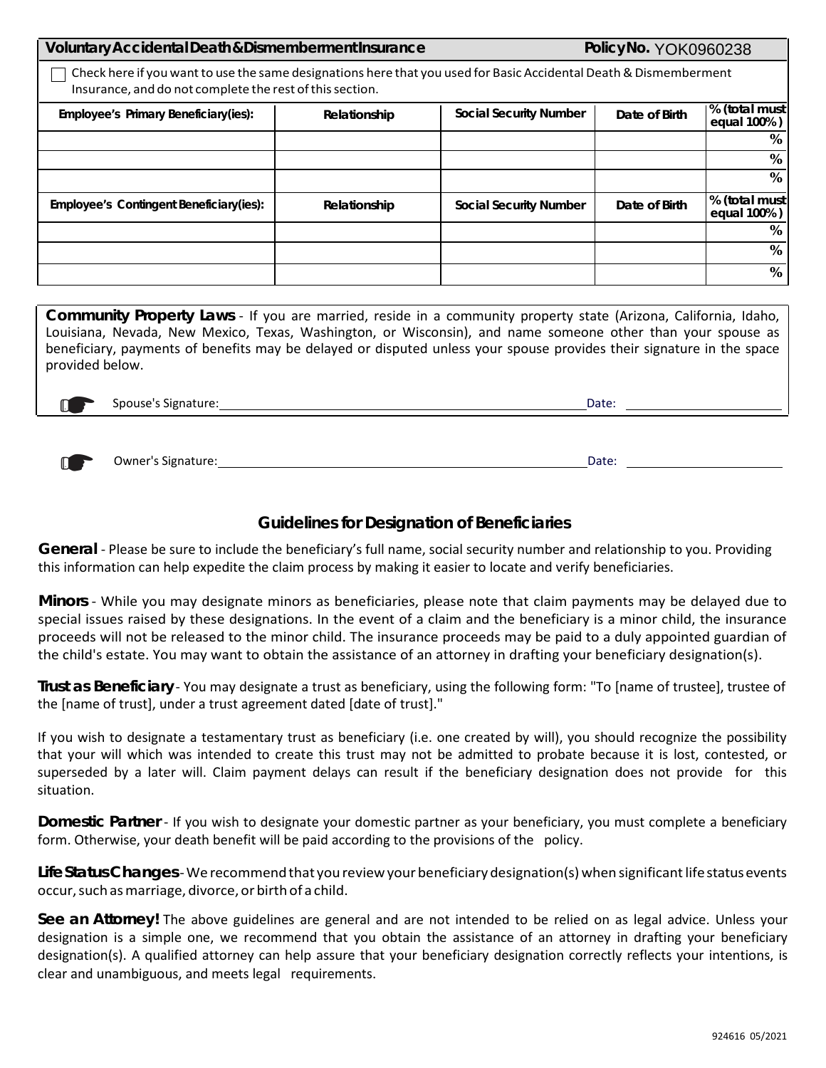**Voluntary Accidental Death & Dismemberment Insurance** **Policy No.** YOK0960238

☐ Check here if you want to use the same designations here that you used for Basic Accidental Death & Dismemberment Insurance, and do not complete the rest of this section.

| Employee's Primary Beneficiary(ies): | Relationship | Social Security Number | Date of Birth | % (total must equal 100%) |
|---|---|---|---|---|
| | | | | % |
| | | | | % |
| | | | | % |
| **Employee's Contingent Beneficiary(ies):** | **Relationship** | **Social Security Number** | **Date of Birth** | **% (total must equal 100%)** |
| | | | | % |
| | | | | % |
| | | | | % |

**Community Property Laws** - If you are married, reside in a community property state (Arizona, California, Idaho, Louisiana, Nevada, New Mexico, Texas, Washington, or Wisconsin), and name someone other than your spouse as beneficiary, payments of benefits may be delayed or disputed unless your spouse provides their signature in the space provided below.

Spouse's Signature: ______________________ Date: ______________

Owner's Signature: ______________________ Date: ______________

## Guidelines for Designation of Beneficiaries

**General** - Please be sure to include the beneficiary's full name, social security number and relationship to you. Providing this information can help expedite the claim process by making it easier to locate and verify beneficiaries.

**Minors** - While you may designate minors as beneficiaries, please note that claim payments may be delayed due to special issues raised by these designations. In the event of a claim and the beneficiary is a minor child, the insurance proceeds will not be released to the minor child. The insurance proceeds may be paid to a duly appointed guardian of the child's estate. You may want to obtain the assistance of an attorney in drafting your beneficiary designation(s).

**Trust as Beneficiary** - You may designate a trust as beneficiary, using the following form: "To [name of trustee], trustee of the [name of trust], under a trust agreement dated [date of trust]."

If you wish to designate a testamentary trust as beneficiary (i.e. one created by will), you should recognize the possibility that your will which was intended to create this trust may not be admitted to probate because it is lost, contested, or superseded by a later will. Claim payment delays can result if the beneficiary designation does not provide for this situation.

**Domestic Partner** - If you wish to designate your domestic partner as your beneficiary, you must complete a beneficiary form. Otherwise, your death benefit will be paid according to the provisions of the policy.

**Life Status Changes** - We recommend that you review your beneficiary designation(s) when significant life status events occur, such as marriage, divorce, or birth of a child.

**See an Attorney!** The above guidelines are general and are not intended to be relied on as legal advice. Unless your designation is a simple one, we recommend that you obtain the assistance of an attorney in drafting your beneficiary designation(s). A qualified attorney can help assure that your beneficiary designation correctly reflects your intentions, is clear and unambiguous, and meets legal requirements.

924616 05/2021